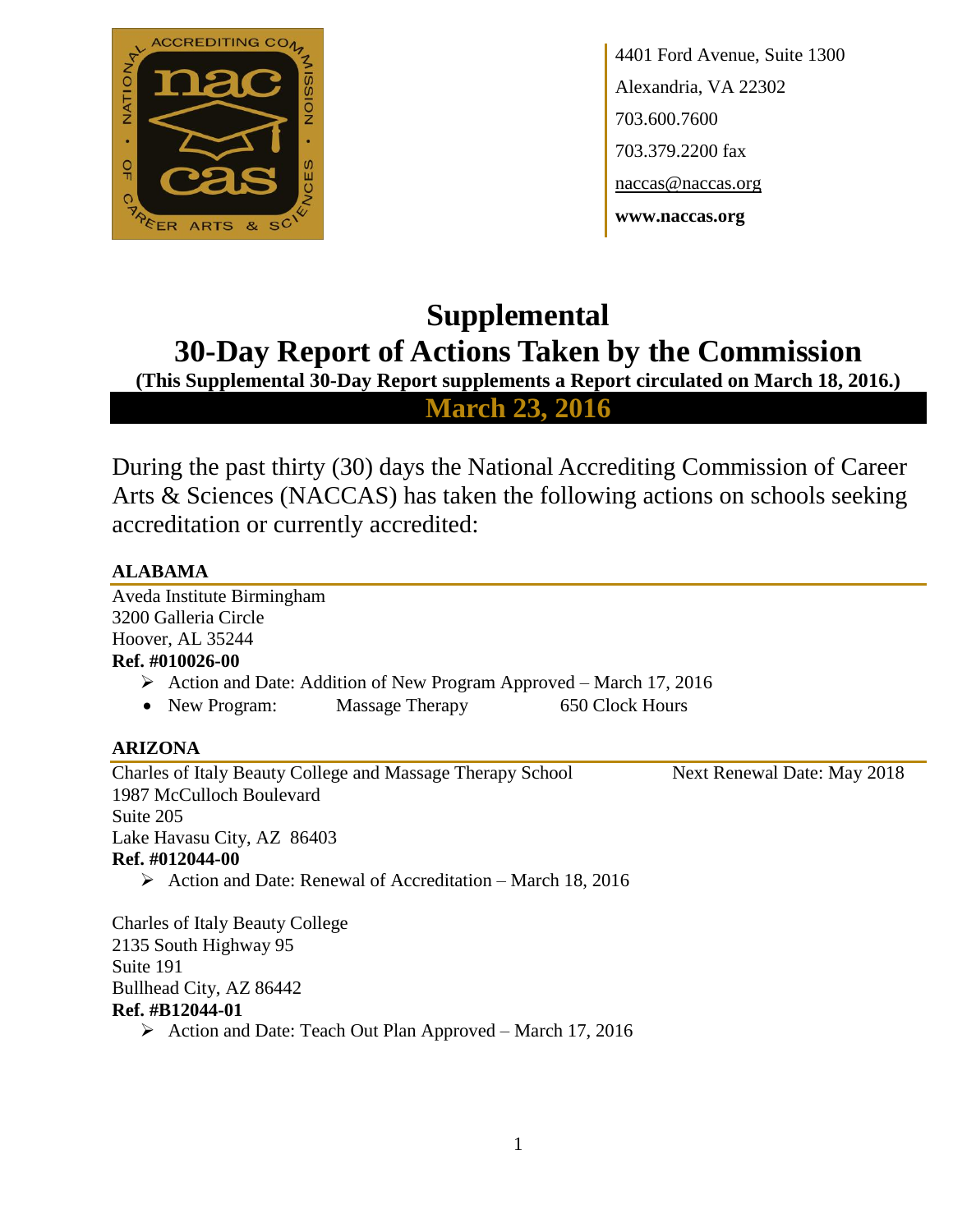4401 Ford Avenue, Suite 1300
Alexandria, VA 22302
703.600.7600
703.379.2200 fax
naccas@naccas.org
**www.naccas.org**

# Supplemental
# 30-Day Report of Actions Taken by the Commission

**(This Supplemental 30-Day Report supplements a Report circulated on March 18, 2016.)**

## March 23, 2016

During the past thirty (30) days the National Accrediting Commission of Career Arts & Sciences (NACCAS) has taken the following actions on schools seeking accreditation or currently accredited:

### ALABAMA

Aveda Institute Birmingham
3200 Galleria Circle
Hoover, AL 35244
**Ref. #010026-00**

- Action and Date: Addition of New Program Approved – March 17, 2016
- New Program: Massage Therapy 650 Clock Hours

### ARIZONA

Charles of Italy Beauty College and Massage Therapy School — Next Renewal Date: May 2018
1987 McCulloch Boulevard
Suite 205
Lake Havasu City, AZ 86403
**Ref. #012044-00**

- Action and Date: Renewal of Accreditation – March 18, 2016

Charles of Italy Beauty College
2135 South Highway 95
Suite 191
Bullhead City, AZ 86442
**Ref. #B12044-01**

- Action and Date: Teach Out Plan Approved – March 17, 2016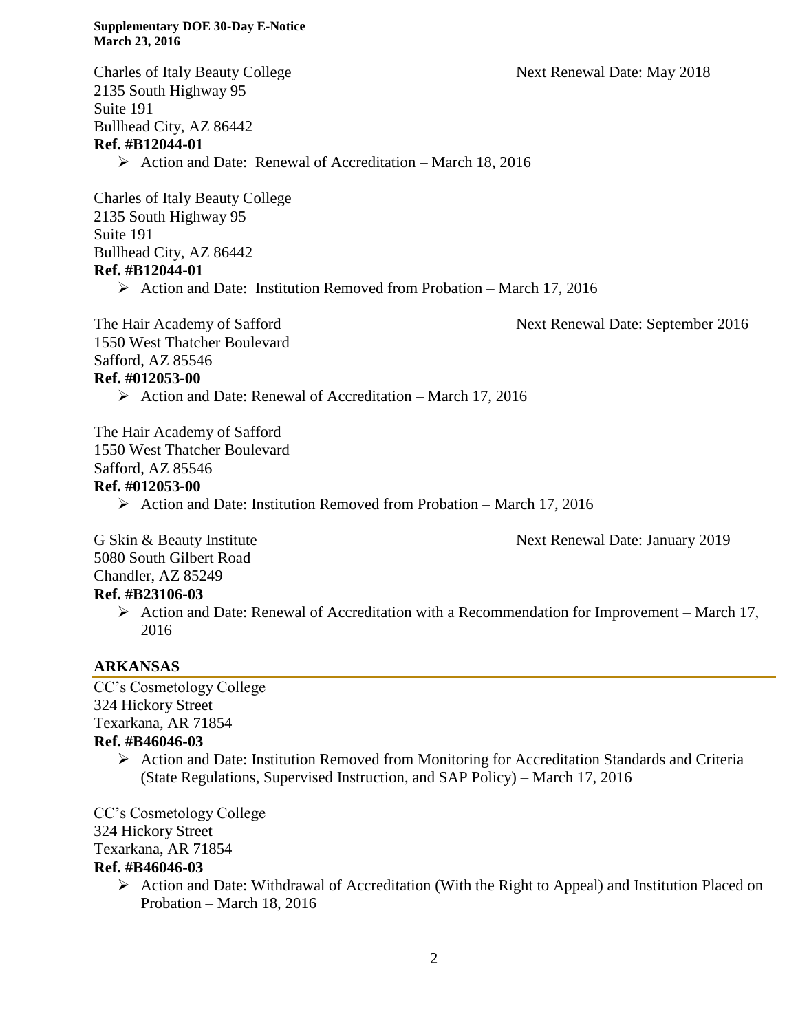Charles of Italy Beauty College  Next Renewal Date: May 2018
2135 South Highway 95
Suite 191
Bullhead City, AZ 86442
**Ref. #B12044-01**

- Action and Date: Renewal of Accreditation – March 18, 2016

Charles of Italy Beauty College
2135 South Highway 95
Suite 191
Bullhead City, AZ 86442
**Ref. #B12044-01**

- Action and Date: Institution Removed from Probation – March 17, 2016

The Hair Academy of Safford  Next Renewal Date: September 2016
1550 West Thatcher Boulevard
Safford, AZ 85546
**Ref. #012053-00**

- Action and Date: Renewal of Accreditation – March 17, 2016

The Hair Academy of Safford
1550 West Thatcher Boulevard
Safford, AZ 85546
**Ref. #012053-00**

- Action and Date: Institution Removed from Probation – March 17, 2016

G Skin & Beauty Institute  Next Renewal Date: January 2019
5080 South Gilbert Road
Chandler, AZ 85249
**Ref. #B23106-03**

- Action and Date: Renewal of Accreditation with a Recommendation for Improvement – March 17, 2016

## ARKANSAS

CC's Cosmetology College
324 Hickory Street
Texarkana, AR 71854
**Ref. #B46046-03**

- Action and Date: Institution Removed from Monitoring for Accreditation Standards and Criteria (State Regulations, Supervised Instruction, and SAP Policy) – March 17, 2016

CC's Cosmetology College
324 Hickory Street
Texarkana, AR 71854
**Ref. #B46046-03**

- Action and Date: Withdrawal of Accreditation (With the Right to Appeal) and Institution Placed on Probation – March 18, 2016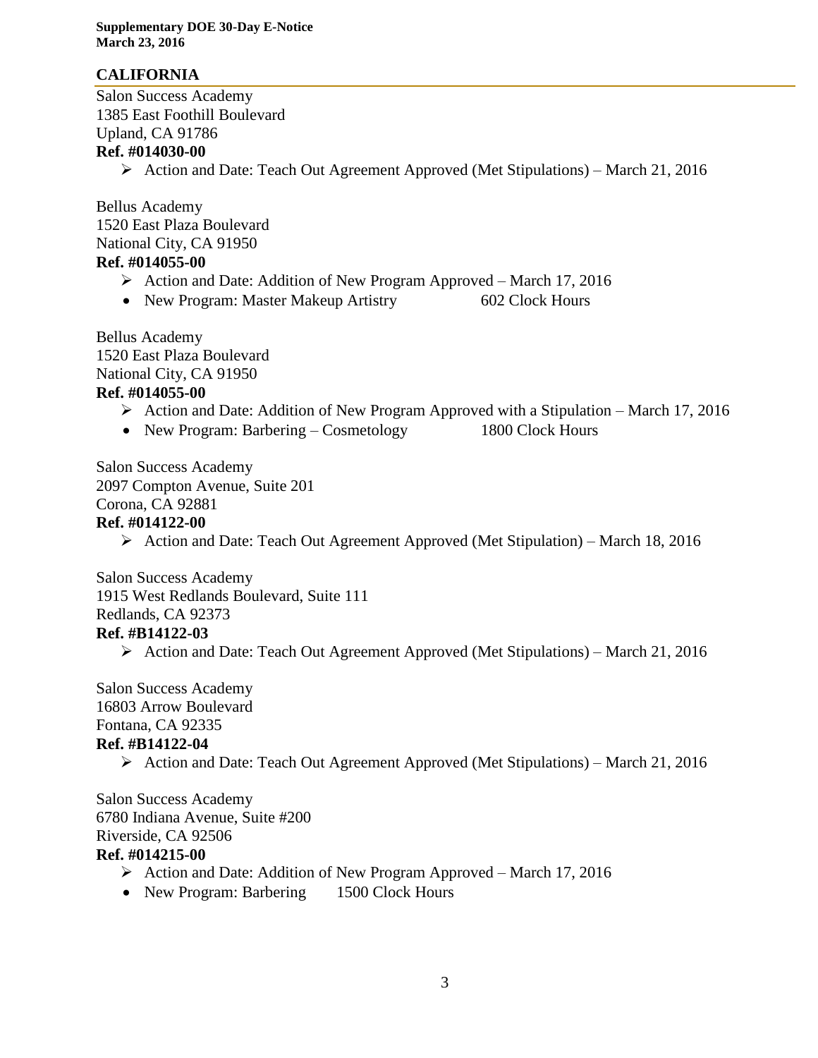## CALIFORNIA

Salon Success Academy
1385 East Foothill Boulevard
Upland, CA 91786
**Ref. #014030-00**

- Action and Date: Teach Out Agreement Approved (Met Stipulations) – March 21, 2016

Bellus Academy
1520 East Plaza Boulevard
National City, CA 91950
**Ref. #014055-00**

- Action and Date: Addition of New Program Approved – March 17, 2016
- New Program: Master Makeup Artistry 602 Clock Hours

Bellus Academy
1520 East Plaza Boulevard
National City, CA 91950
**Ref. #014055-00**

- Action and Date: Addition of New Program Approved with a Stipulation – March 17, 2016
- New Program: Barbering – Cosmetology 1800 Clock Hours

Salon Success Academy
2097 Compton Avenue, Suite 201
Corona, CA 92881
**Ref. #014122-00**

- Action and Date: Teach Out Agreement Approved (Met Stipulation) – March 18, 2016

Salon Success Academy
1915 West Redlands Boulevard, Suite 111
Redlands, CA 92373
**Ref. #B14122-03**

- Action and Date: Teach Out Agreement Approved (Met Stipulations) – March 21, 2016

Salon Success Academy
16803 Arrow Boulevard
Fontana, CA 92335
**Ref. #B14122-04**

- Action and Date: Teach Out Agreement Approved (Met Stipulations) – March 21, 2016

Salon Success Academy
6780 Indiana Avenue, Suite #200
Riverside, CA 92506
**Ref. #014215-00**

- Action and Date: Addition of New Program Approved – March 17, 2016
- New Program: Barbering 1500 Clock Hours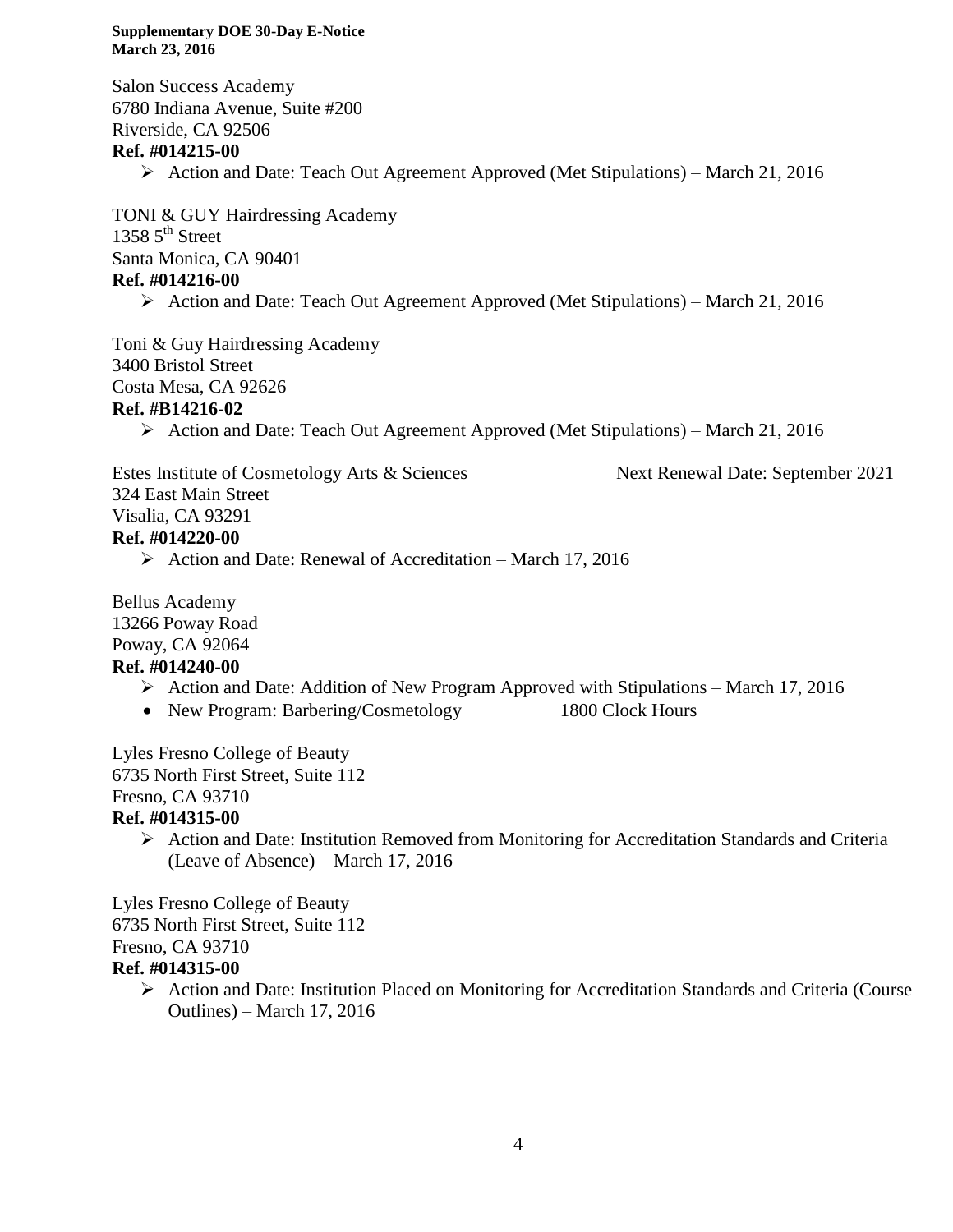Salon Success Academy
6780 Indiana Avenue, Suite #200
Riverside, CA 92506
**Ref. #014215-00**

- Action and Date: Teach Out Agreement Approved (Met Stipulations) – March 21, 2016

TONI & GUY Hairdressing Academy
1358 5th Street
Santa Monica, CA 90401
**Ref. #014216-00**

- Action and Date: Teach Out Agreement Approved (Met Stipulations) – March 21, 2016

Toni & Guy Hairdressing Academy
3400 Bristol Street
Costa Mesa, CA 92626
**Ref. #B14216-02**

- Action and Date: Teach Out Agreement Approved (Met Stipulations) – March 21, 2016

Estes Institute of Cosmetology Arts & Sciences — Next Renewal Date: September 2021
324 East Main Street
Visalia, CA 93291
**Ref. #014220-00**

- Action and Date: Renewal of Accreditation – March 17, 2016

Bellus Academy
13266 Poway Road
Poway, CA 92064
**Ref. #014240-00**

- Action and Date: Addition of New Program Approved with Stipulations – March 17, 2016
- New Program: Barbering/Cosmetology — 1800 Clock Hours

Lyles Fresno College of Beauty
6735 North First Street, Suite 112
Fresno, CA 93710
**Ref. #014315-00**

- Action and Date: Institution Removed from Monitoring for Accreditation Standards and Criteria (Leave of Absence) – March 17, 2016

Lyles Fresno College of Beauty
6735 North First Street, Suite 112
Fresno, CA 93710
**Ref. #014315-00**

- Action and Date: Institution Placed on Monitoring for Accreditation Standards and Criteria (Course Outlines) – March 17, 2016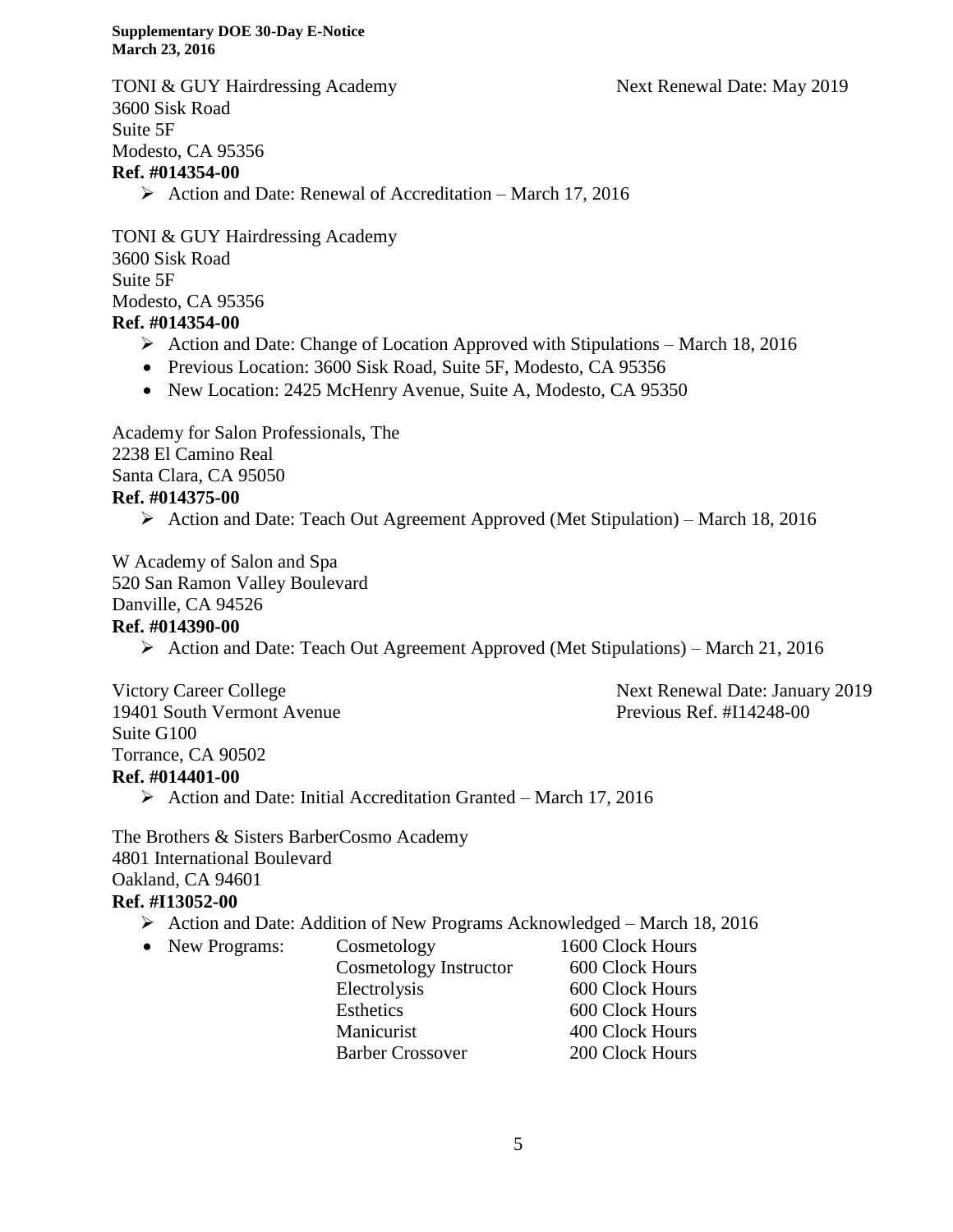TONI & GUY Hairdressing Academy
3600 Sisk Road
Suite 5F
Modesto, CA 95356
**Ref. #014354-00**

Next Renewal Date: May 2019

- Action and Date: Renewal of Accreditation – March 17, 2016

TONI & GUY Hairdressing Academy
3600 Sisk Road
Suite 5F
Modesto, CA 95356
**Ref. #014354-00**

- Action and Date: Change of Location Approved with Stipulations – March 18, 2016
- Previous Location: 3600 Sisk Road, Suite 5F, Modesto, CA 95356
- New Location: 2425 McHenry Avenue, Suite A, Modesto, CA 95350

Academy for Salon Professionals, The
2238 El Camino Real
Santa Clara, CA 95050
**Ref. #014375-00**

- Action and Date: Teach Out Agreement Approved (Met Stipulation) – March 18, 2016

W Academy of Salon and Spa
520 San Ramon Valley Boulevard
Danville, CA 94526
**Ref. #014390-00**

- Action and Date: Teach Out Agreement Approved (Met Stipulations) – March 21, 2016

Victory Career College
19401 South Vermont Avenue
Suite G100
Torrance, CA 90502
**Ref. #014401-00**

Next Renewal Date: January 2019
Previous Ref. #I14248-00

- Action and Date: Initial Accreditation Granted – March 17, 2016

The Brothers & Sisters BarberCosmo Academy
4801 International Boulevard
Oakland, CA 94601
**Ref. #I13052-00**

- Action and Date: Addition of New Programs Acknowledged – March 18, 2016
- New Programs:

| Program | Clock Hours |
|---|---|
| Cosmetology | 1600 Clock Hours |
| Cosmetology Instructor | 600 Clock Hours |
| Electrolysis | 600 Clock Hours |
| Esthetics | 600 Clock Hours |
| Manicurist | 400 Clock Hours |
| Barber Crossover | 200 Clock Hours |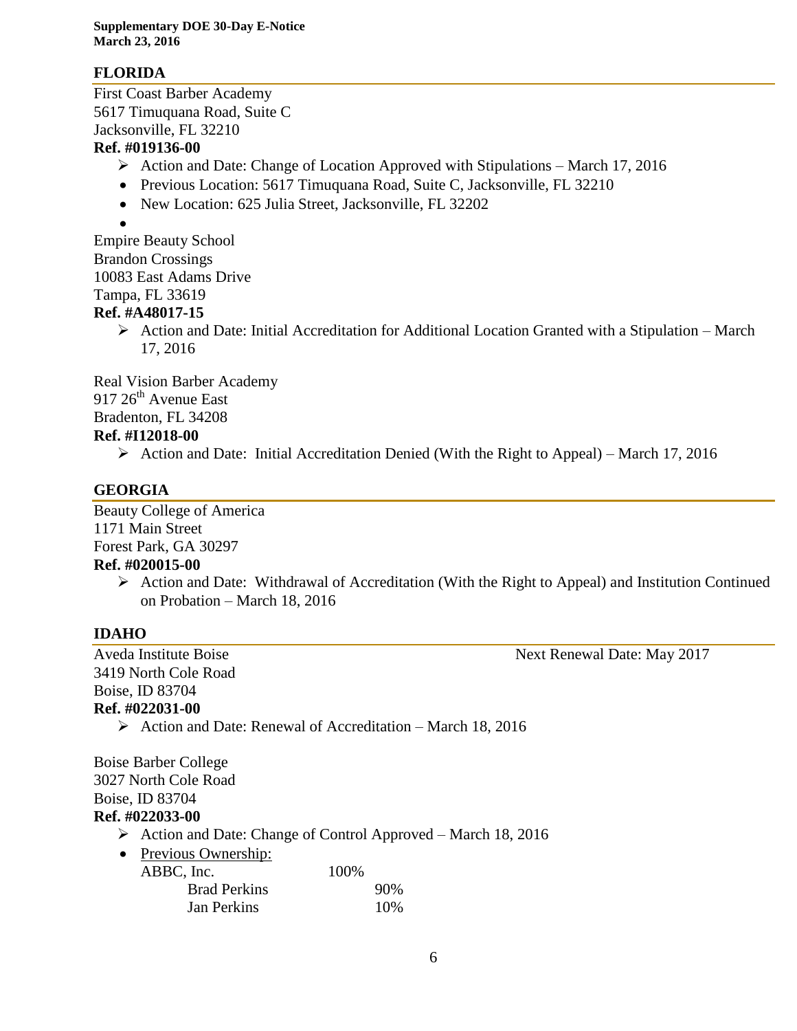**Supplementary DOE 30-Day E-Notice**
**March 23, 2016**

## FLORIDA

First Coast Barber Academy
5617 Timuquana Road, Suite C
Jacksonville, FL 32210
**Ref. #019136-00**

- Action and Date: Change of Location Approved with Stipulations – March 17, 2016
- Previous Location: 5617 Timuquana Road, Suite C, Jacksonville, FL 32210
- New Location: 625 Julia Street, Jacksonville, FL 32202

Empire Beauty School
Brandon Crossings
10083 East Adams Drive
Tampa, FL 33619
**Ref. #A48017-15**

- Action and Date: Initial Accreditation for Additional Location Granted with a Stipulation – March 17, 2016

Real Vision Barber Academy
917 26th Avenue East
Bradenton, FL 34208
**Ref. #I12018-00**

- Action and Date: Initial Accreditation Denied (With the Right to Appeal) – March 17, 2016

## GEORGIA

Beauty College of America
1171 Main Street
Forest Park, GA 30297
**Ref. #020015-00**

- Action and Date: Withdrawal of Accreditation (With the Right to Appeal) and Institution Continued on Probation – March 18, 2016

## IDAHO

Aveda Institute Boise — Next Renewal Date: May 2017
3419 North Cole Road
Boise, ID 83704
**Ref. #022031-00**

- Action and Date: Renewal of Accreditation – March 18, 2016

Boise Barber College
3027 North Cole Road
Boise, ID 83704
**Ref. #022033-00**

- Action and Date: Change of Control Approved – March 18, 2016
- Previous Ownership:

| | | |
|---|---|---|
| ABBC, Inc. | 100% | |
| Brad Perkins | | 90% |
| Jan Perkins | | 10% |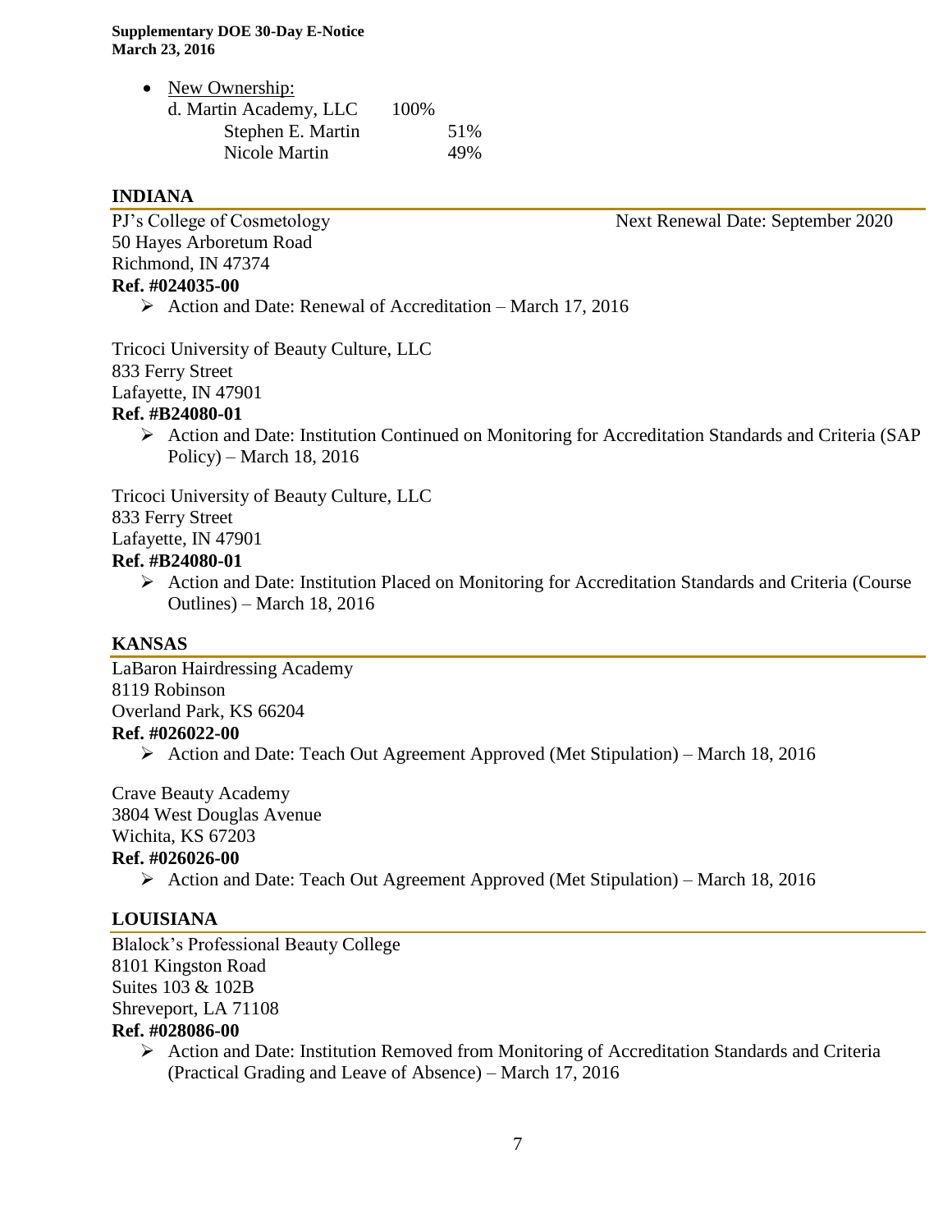- New Ownership:

| | | |
|---|---|---|
| d. Martin Academy, LLC | 100% | |
| Stephen E. Martin | | 51% |
| Nicole Martin | | 49% |

## INDIANA

PJ's College of Cosmetology — Next Renewal Date: September 2020
50 Hayes Arboretum Road
Richmond, IN 47374
**Ref. #024035-00**

- Action and Date: Renewal of Accreditation – March 17, 2016

Tricoci University of Beauty Culture, LLC
833 Ferry Street
Lafayette, IN 47901
**Ref. #B24080-01**

- Action and Date: Institution Continued on Monitoring for Accreditation Standards and Criteria (SAP Policy) – March 18, 2016

Tricoci University of Beauty Culture, LLC
833 Ferry Street
Lafayette, IN 47901
**Ref. #B24080-01**

- Action and Date: Institution Placed on Monitoring for Accreditation Standards and Criteria (Course Outlines) – March 18, 2016

## KANSAS

LaBaron Hairdressing Academy
8119 Robinson
Overland Park, KS 66204
**Ref. #026022-00**

- Action and Date: Teach Out Agreement Approved (Met Stipulation) – March 18, 2016

Crave Beauty Academy
3804 West Douglas Avenue
Wichita, KS 67203
**Ref. #026026-00**

- Action and Date: Teach Out Agreement Approved (Met Stipulation) – March 18, 2016

## LOUISIANA

Blalock's Professional Beauty College
8101 Kingston Road
Suites 103 & 102B
Shreveport, LA 71108
**Ref. #028086-00**

- Action and Date: Institution Removed from Monitoring of Accreditation Standards and Criteria (Practical Grading and Leave of Absence) – March 17, 2016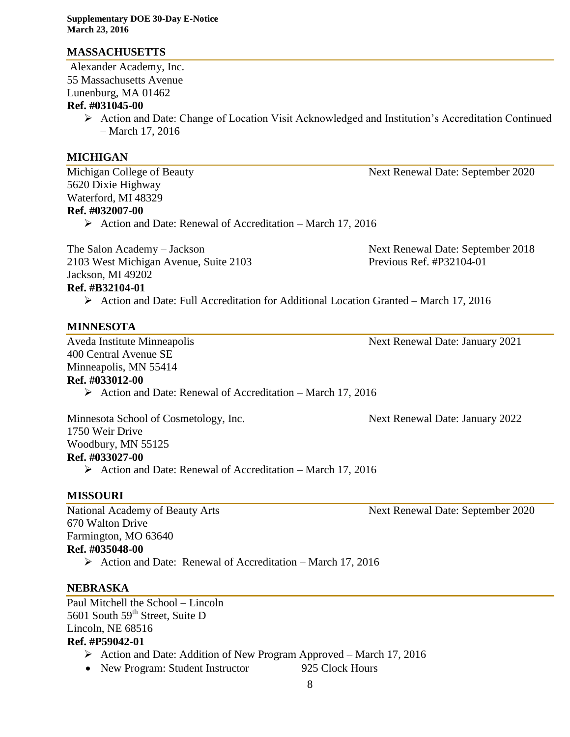## MASSACHUSETTS

Alexander Academy, Inc.
55 Massachusetts Avenue
Lunenburg, MA 01462
**Ref. #031045-00**

- Action and Date: Change of Location Visit Acknowledged and Institution's Accreditation Continued – March 17, 2016

## MICHIGAN

Michigan College of Beauty
5620 Dixie Highway
Waterford, MI 48329
**Ref. #032007-00**

Next Renewal Date: September 2020

- Action and Date: Renewal of Accreditation – March 17, 2016

The Salon Academy – Jackson
2103 West Michigan Avenue, Suite 2103
Jackson, MI 49202
**Ref. #B32104-01**

Next Renewal Date: September 2018
Previous Ref. #P32104-01

- Action and Date: Full Accreditation for Additional Location Granted – March 17, 2016

## MINNESOTA

Aveda Institute Minneapolis
400 Central Avenue SE
Minneapolis, MN 55414
**Ref. #033012-00**

Next Renewal Date: January 2021

- Action and Date: Renewal of Accreditation – March 17, 2016

Minnesota School of Cosmetology, Inc.
1750 Weir Drive
Woodbury, MN 55125
**Ref. #033027-00**

Next Renewal Date: January 2022

- Action and Date: Renewal of Accreditation – March 17, 2016

## MISSOURI

National Academy of Beauty Arts
670 Walton Drive
Farmington, MO 63640
**Ref. #035048-00**

Next Renewal Date: September 2020

- Action and Date: Renewal of Accreditation – March 17, 2016

## NEBRASKA

Paul Mitchell the School – Lincoln
5601 South 59th Street, Suite D
Lincoln, NE 68516
**Ref. #P59042-01**

- Action and Date: Addition of New Program Approved – March 17, 2016
- New Program: Student Instructor 925 Clock Hours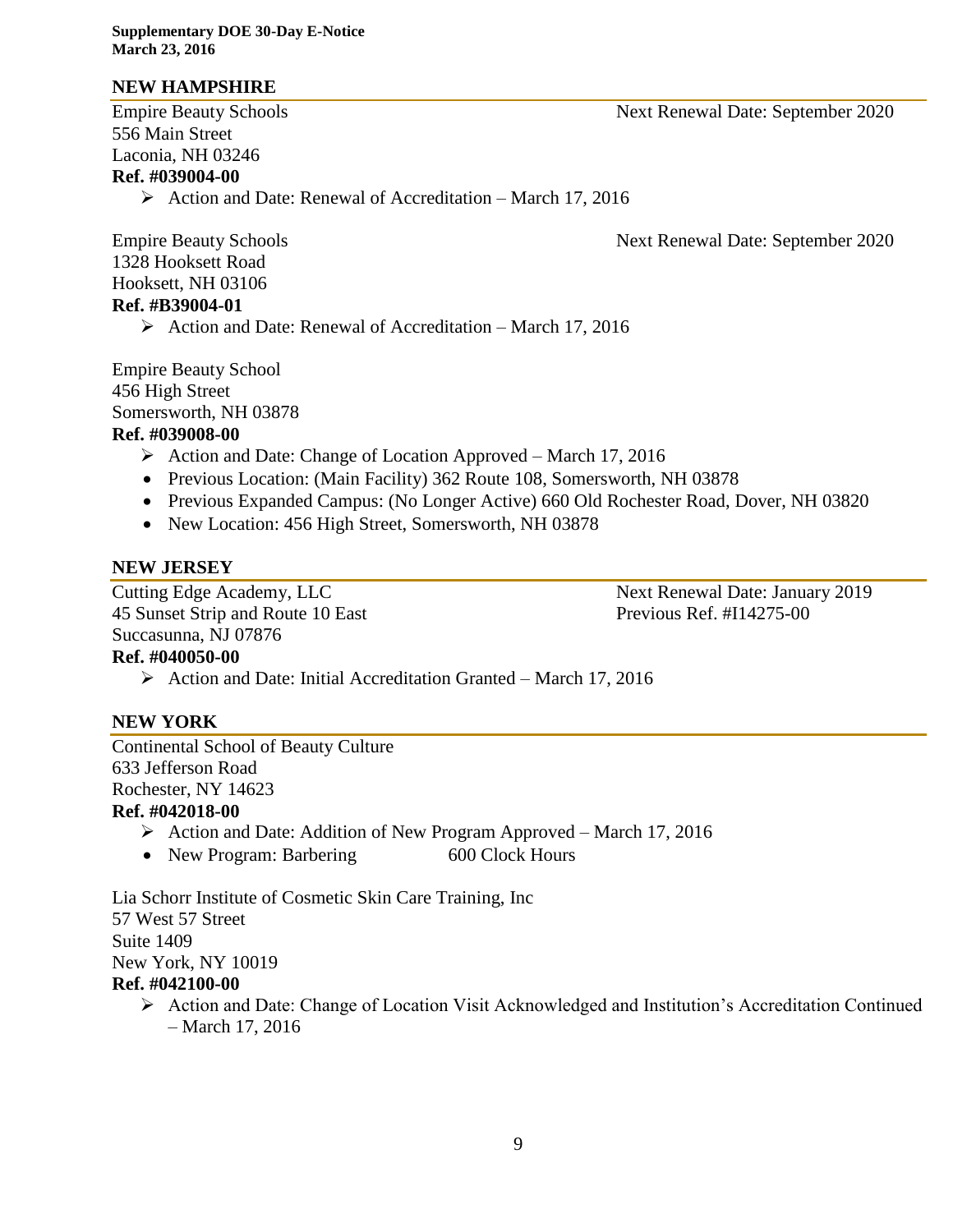## NEW HAMPSHIRE

Empire Beauty Schools
556 Main Street
Laconia, NH 03246
Next Renewal Date: September 2020

**Ref. #039004-00**

- Action and Date: Renewal of Accreditation – March 17, 2016

Empire Beauty Schools
1328 Hooksett Road
Hooksett, NH 03106
Next Renewal Date: September 2020

**Ref. #B39004-01**

- Action and Date: Renewal of Accreditation – March 17, 2016

Empire Beauty School
456 High Street
Somersworth, NH 03878

**Ref. #039008-00**

- Action and Date: Change of Location Approved – March 17, 2016
- Previous Location: (Main Facility) 362 Route 108, Somersworth, NH 03878
- Previous Expanded Campus: (No Longer Active) 660 Old Rochester Road, Dover, NH 03820
- New Location: 456 High Street, Somersworth, NH 03878

## NEW JERSEY

Cutting Edge Academy, LLC
45 Sunset Strip and Route 10 East
Succasunna, NJ 07876
Next Renewal Date: January 2019
Previous Ref. #I14275-00

**Ref. #040050-00**

- Action and Date: Initial Accreditation Granted – March 17, 2016

## NEW YORK

Continental School of Beauty Culture
633 Jefferson Road
Rochester, NY 14623

**Ref. #042018-00**

- Action and Date: Addition of New Program Approved – March 17, 2016
- New Program: Barbering 600 Clock Hours

Lia Schorr Institute of Cosmetic Skin Care Training, Inc
57 West 57 Street
Suite 1409
New York, NY 10019

**Ref. #042100-00**

- Action and Date: Change of Location Visit Acknowledged and Institution's Accreditation Continued – March 17, 2016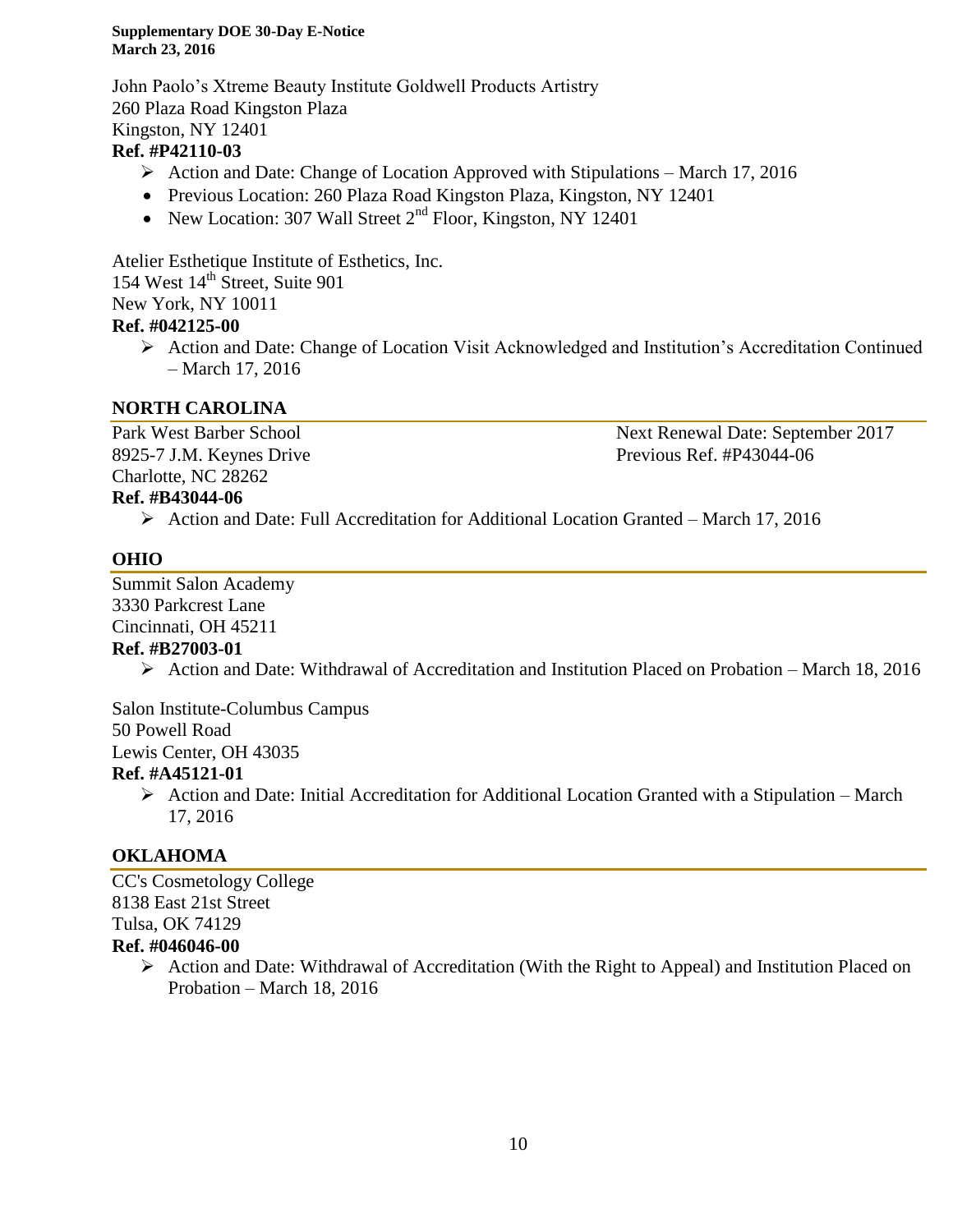John Paolo's Xtreme Beauty Institute Goldwell Products Artistry
260 Plaza Road Kingston Plaza
Kingston, NY 12401
**Ref. #P42110-03**

- Action and Date: Change of Location Approved with Stipulations – March 17, 2016
  - Previous Location: 260 Plaza Road Kingston Plaza, Kingston, NY 12401
  - New Location: 307 Wall Street 2nd Floor, Kingston, NY 12401

Atelier Esthetique Institute of Esthetics, Inc.
154 West 14th Street, Suite 901
New York, NY 10011
**Ref. #042125-00**

- Action and Date: Change of Location Visit Acknowledged and Institution's Accreditation Continued – March 17, 2016

## NORTH CAROLINA

Park West Barber School
8925-7 J.M. Keynes Drive
Charlotte, NC 28262
**Ref. #B43044-06**

Next Renewal Date: September 2017
Previous Ref. #P43044-06

- Action and Date: Full Accreditation for Additional Location Granted – March 17, 2016

## OHIO

Summit Salon Academy
3330 Parkcrest Lane
Cincinnati, OH 45211
**Ref. #B27003-01**

- Action and Date: Withdrawal of Accreditation and Institution Placed on Probation – March 18, 2016

Salon Institute-Columbus Campus
50 Powell Road
Lewis Center, OH 43035
**Ref. #A45121-01**

- Action and Date: Initial Accreditation for Additional Location Granted with a Stipulation – March 17, 2016

## OKLAHOMA

CC's Cosmetology College
8138 East 21st Street
Tulsa, OK 74129
**Ref. #046046-00**

- Action and Date: Withdrawal of Accreditation (With the Right to Appeal) and Institution Placed on Probation – March 18, 2016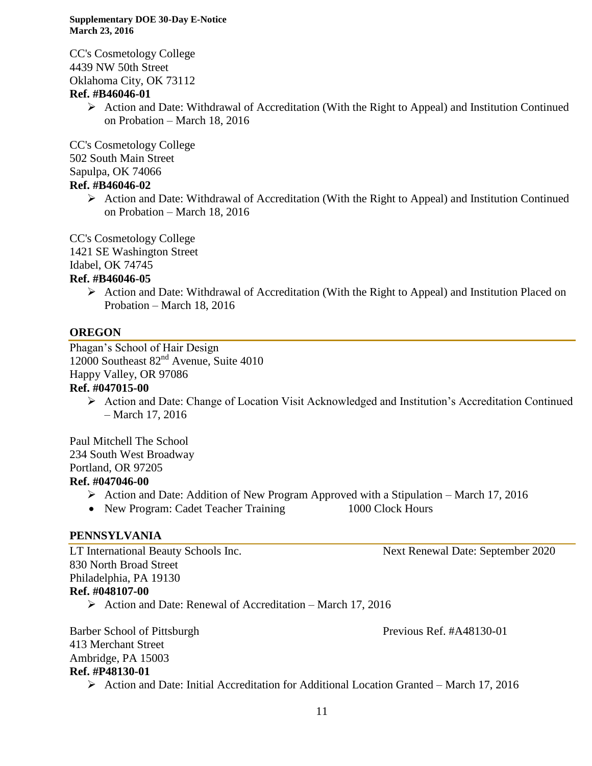CC's Cosmetology College
4439 NW 50th Street
Oklahoma City, OK 73112
**Ref. #B46046-01**

- Action and Date: Withdrawal of Accreditation (With the Right to Appeal) and Institution Continued on Probation – March 18, 2016

CC's Cosmetology College
502 South Main Street
Sapulpa, OK 74066
**Ref. #B46046-02**

- Action and Date: Withdrawal of Accreditation (With the Right to Appeal) and Institution Continued on Probation – March 18, 2016

CC's Cosmetology College
1421 SE Washington Street
Idabel, OK 74745
**Ref. #B46046-05**

- Action and Date: Withdrawal of Accreditation (With the Right to Appeal) and Institution Placed on Probation – March 18, 2016

## OREGON

Phagan's School of Hair Design
12000 Southeast 82nd Avenue, Suite 4010
Happy Valley, OR 97086
**Ref. #047015-00**

- Action and Date: Change of Location Visit Acknowledged and Institution's Accreditation Continued – March 17, 2016

Paul Mitchell The School
234 South West Broadway
Portland, OR 97205
**Ref. #047046-00**

- Action and Date: Addition of New Program Approved with a Stipulation – March 17, 2016
- New Program: Cadet Teacher Training 1000 Clock Hours

## PENNSYLVANIA

LT International Beauty Schools Inc. Next Renewal Date: September 2020
830 North Broad Street
Philadelphia, PA 19130
**Ref. #048107-00**

- Action and Date: Renewal of Accreditation – March 17, 2016

Barber School of Pittsburgh Previous Ref. #A48130-01
413 Merchant Street
Ambridge, PA 15003
**Ref. #P48130-01**

- Action and Date: Initial Accreditation for Additional Location Granted – March 17, 2016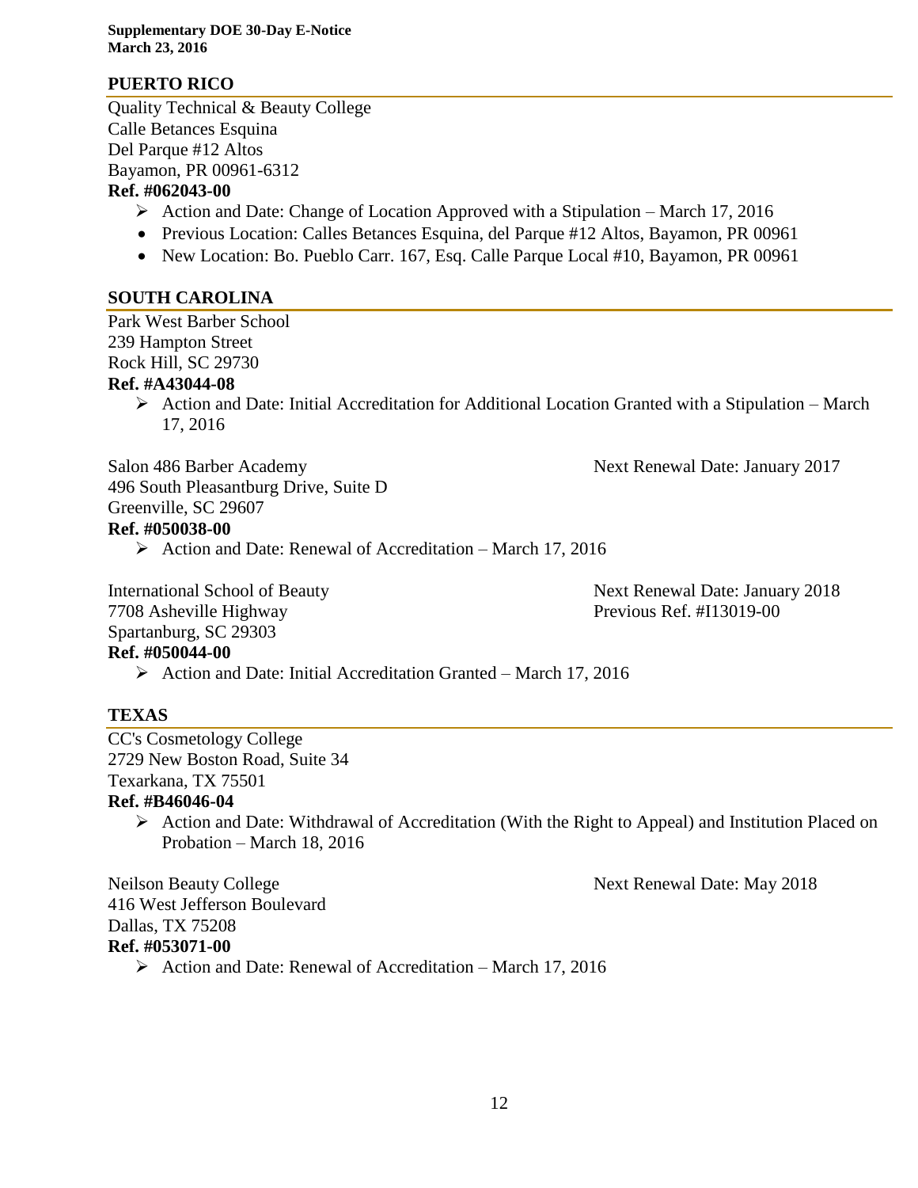## PUERTO RICO

Quality Technical & Beauty College
Calle Betances Esquina
Del Parque #12 Altos
Bayamon, PR 00961-6312

**Ref. #062043-00**

- Action and Date: Change of Location Approved with a Stipulation – March 17, 2016
  - Previous Location: Calles Betances Esquina, del Parque #12 Altos, Bayamon, PR 00961
  - New Location: Bo. Pueblo Carr. 167, Esq. Calle Parque Local #10, Bayamon, PR 00961

## SOUTH CAROLINA

Park West Barber School
239 Hampton Street
Rock Hill, SC 29730

**Ref. #A43044-08**

- Action and Date: Initial Accreditation for Additional Location Granted with a Stipulation – March 17, 2016

Salon 486 Barber Academy
496 South Pleasantburg Drive, Suite D
Greenville, SC 29607

Next Renewal Date: January 2017

**Ref. #050038-00**

- Action and Date: Renewal of Accreditation – March 17, 2016

International School of Beauty
7708 Asheville Highway
Spartanburg, SC 29303

Next Renewal Date: January 2018
Previous Ref. #I13019-00

**Ref. #050044-00**

- Action and Date: Initial Accreditation Granted – March 17, 2016

## TEXAS

CC's Cosmetology College
2729 New Boston Road, Suite 34
Texarkana, TX 75501

**Ref. #B46046-04**

- Action and Date: Withdrawal of Accreditation (With the Right to Appeal) and Institution Placed on Probation – March 18, 2016

Neilson Beauty College
416 West Jefferson Boulevard
Dallas, TX 75208

Next Renewal Date: May 2018

**Ref. #053071-00**

- Action and Date: Renewal of Accreditation – March 17, 2016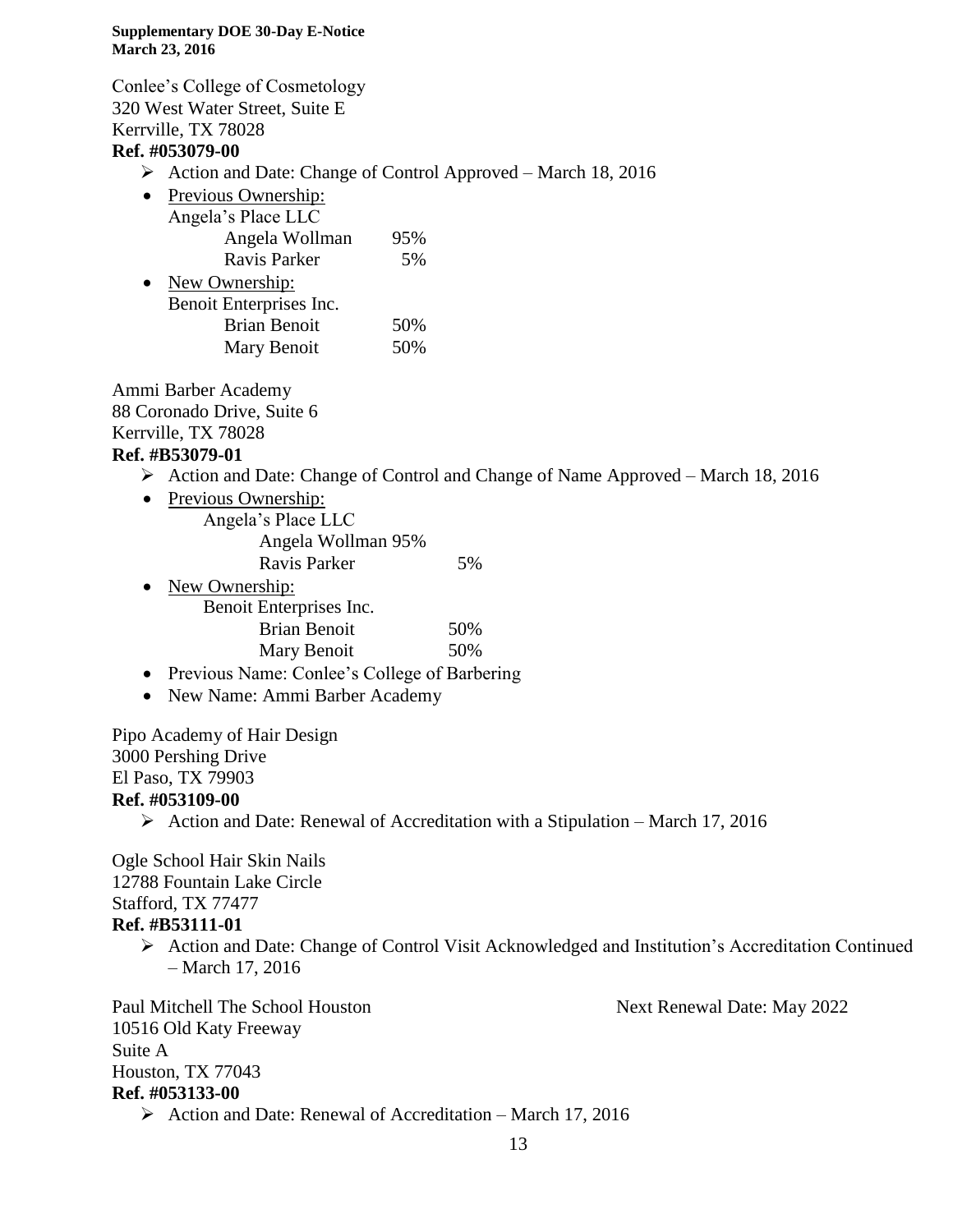Conlee's College of Cosmetology
320 West Water Street, Suite E
Kerrville, TX 78028
**Ref. #053079-00**

- Action and Date: Change of Control Approved – March 18, 2016
- Previous Ownership:
  Angela's Place LLC
  - Angela Wollman 95%
  - Ravis Parker 5%
- New Ownership:
  Benoit Enterprises Inc.
  - Brian Benoit 50%
  - Mary Benoit 50%

Ammi Barber Academy
88 Coronado Drive, Suite 6
Kerrville, TX 78028
**Ref. #B53079-01**

- Action and Date: Change of Control and Change of Name Approved – March 18, 2016
- Previous Ownership:
  Angela's Place LLC
  - Angela Wollman 95%
  - Ravis Parker 5%
- New Ownership:
  Benoit Enterprises Inc.
  - Brian Benoit 50%
  - Mary Benoit 50%
- Previous Name: Conlee's College of Barbering
- New Name: Ammi Barber Academy

Pipo Academy of Hair Design
3000 Pershing Drive
El Paso, TX 79903
**Ref. #053109-00**

- Action and Date: Renewal of Accreditation with a Stipulation – March 17, 2016

Ogle School Hair Skin Nails
12788 Fountain Lake Circle
Stafford, TX 77477
**Ref. #B53111-01**

- Action and Date: Change of Control Visit Acknowledged and Institution's Accreditation Continued – March 17, 2016

Paul Mitchell The School Houston — Next Renewal Date: May 2022
10516 Old Katy Freeway
Suite A
Houston, TX 77043
**Ref. #053133-00**

- Action and Date: Renewal of Accreditation – March 17, 2016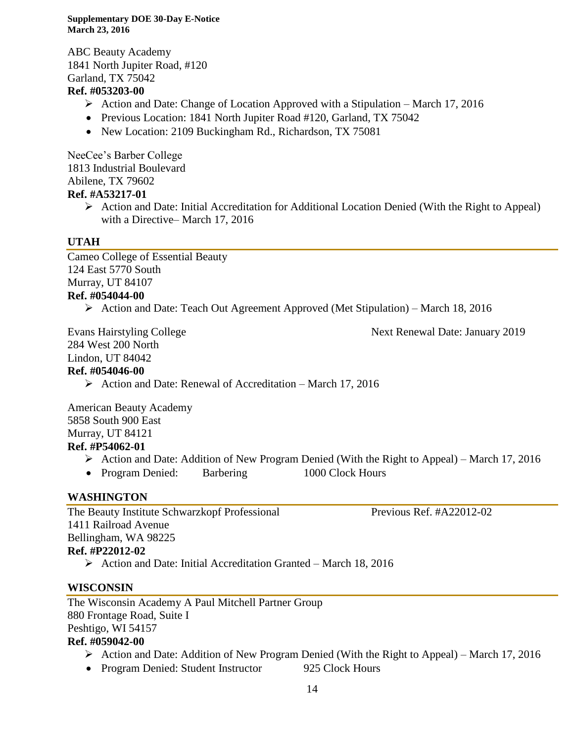ABC Beauty Academy
1841 North Jupiter Road, #120
Garland, TX 75042
**Ref. #053203-00**

- Action and Date: Change of Location Approved with a Stipulation – March 17, 2016
  - Previous Location: 1841 North Jupiter Road #120, Garland, TX 75042
  - New Location: 2109 Buckingham Rd., Richardson, TX 75081

NeeCee's Barber College
1813 Industrial Boulevard
Abilene, TX 79602
**Ref. #A53217-01**

- Action and Date: Initial Accreditation for Additional Location Denied (With the Right to Appeal) with a Directive– March 17, 2016

## UTAH

Cameo College of Essential Beauty
124 East 5770 South
Murray, UT 84107
**Ref. #054044-00**

- Action and Date: Teach Out Agreement Approved (Met Stipulation) – March 18, 2016

Evans Hairstyling College — Next Renewal Date: January 2019
284 West 200 North
Lindon, UT 84042
**Ref. #054046-00**

- Action and Date: Renewal of Accreditation – March 17, 2016

American Beauty Academy
5858 South 900 East
Murray, UT 84121
**Ref. #P54062-01**

- Action and Date: Addition of New Program Denied (With the Right to Appeal) – March 17, 2016
  - Program Denied: Barbering 1000 Clock Hours

## WASHINGTON

The Beauty Institute Schwarzkopf Professional — Previous Ref. #A22012-02
1411 Railroad Avenue
Bellingham, WA 98225
**Ref. #P22012-02**

- Action and Date: Initial Accreditation Granted – March 18, 2016

## WISCONSIN

The Wisconsin Academy A Paul Mitchell Partner Group
880 Frontage Road, Suite I
Peshtigo, WI 54157
**Ref. #059042-00**

- Action and Date: Addition of New Program Denied (With the Right to Appeal) – March 17, 2016
  - Program Denied: Student Instructor 925 Clock Hours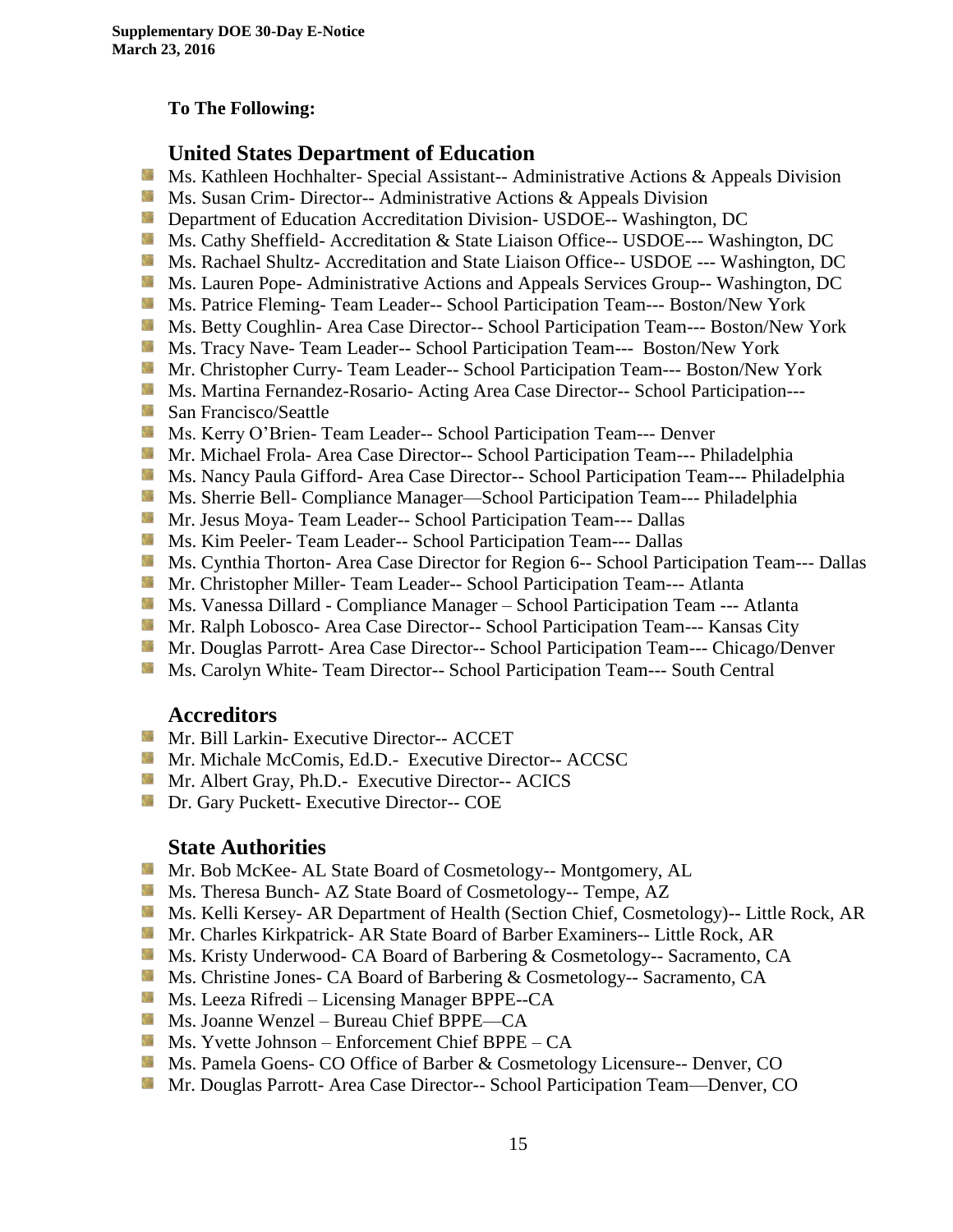**To The Following:**

## United States Department of Education

- Ms. Kathleen Hochhalter- Special Assistant-- Administrative Actions & Appeals Division
- Ms. Susan Crim- Director-- Administrative Actions & Appeals Division
- Department of Education Accreditation Division- USDOE-- Washington, DC
- Ms. Cathy Sheffield- Accreditation & State Liaison Office-- USDOE--- Washington, DC
- Ms. Rachael Shultz- Accreditation and State Liaison Office-- USDOE --- Washington, DC
- Ms. Lauren Pope- Administrative Actions and Appeals Services Group-- Washington, DC
- Ms. Patrice Fleming- Team Leader-- School Participation Team--- Boston/New York
- Ms. Betty Coughlin- Area Case Director-- School Participation Team--- Boston/New York
- Ms. Tracy Nave- Team Leader-- School Participation Team--- Boston/New York
- Mr. Christopher Curry- Team Leader-- School Participation Team--- Boston/New York
- Ms. Martina Fernandez-Rosario- Acting Area Case Director-- School Participation---
- San Francisco/Seattle
- Ms. Kerry O'Brien- Team Leader-- School Participation Team--- Denver
- Mr. Michael Frola- Area Case Director-- School Participation Team--- Philadelphia
- Ms. Nancy Paula Gifford- Area Case Director-- School Participation Team--- Philadelphia
- Ms. Sherrie Bell- Compliance Manager—School Participation Team--- Philadelphia
- Mr. Jesus Moya- Team Leader-- School Participation Team--- Dallas
- Ms. Kim Peeler- Team Leader-- School Participation Team--- Dallas
- Ms. Cynthia Thorton- Area Case Director for Region 6-- School Participation Team--- Dallas
- Mr. Christopher Miller- Team Leader-- School Participation Team--- Atlanta
- Ms. Vanessa Dillard - Compliance Manager – School Participation Team --- Atlanta
- Mr. Ralph Lobosco- Area Case Director-- School Participation Team--- Kansas City
- Mr. Douglas Parrott- Area Case Director-- School Participation Team--- Chicago/Denver
- Ms. Carolyn White- Team Director-- School Participation Team--- South Central

## Accreditors

- Mr. Bill Larkin- Executive Director-- ACCET
- Mr. Michale McComis, Ed.D.- Executive Director-- ACCSC
- Mr. Albert Gray, Ph.D.- Executive Director-- ACICS
- Dr. Gary Puckett- Executive Director-- COE

## State Authorities

- Mr. Bob McKee- AL State Board of Cosmetology-- Montgomery, AL
- Ms. Theresa Bunch- AZ State Board of Cosmetology-- Tempe, AZ
- Ms. Kelli Kersey- AR Department of Health (Section Chief, Cosmetology)-- Little Rock, AR
- Mr. Charles Kirkpatrick- AR State Board of Barber Examiners-- Little Rock, AR
- Ms. Kristy Underwood- CA Board of Barbering & Cosmetology-- Sacramento, CA
- Ms. Christine Jones- CA Board of Barbering & Cosmetology-- Sacramento, CA
- Ms. Leeza Rifredi – Licensing Manager BPPE--CA
- Ms. Joanne Wenzel – Bureau Chief BPPE—CA
- Ms. Yvette Johnson – Enforcement Chief BPPE – CA
- Ms. Pamela Goens- CO Office of Barber & Cosmetology Licensure-- Denver, CO
- Mr. Douglas Parrott- Area Case Director-- School Participation Team—Denver, CO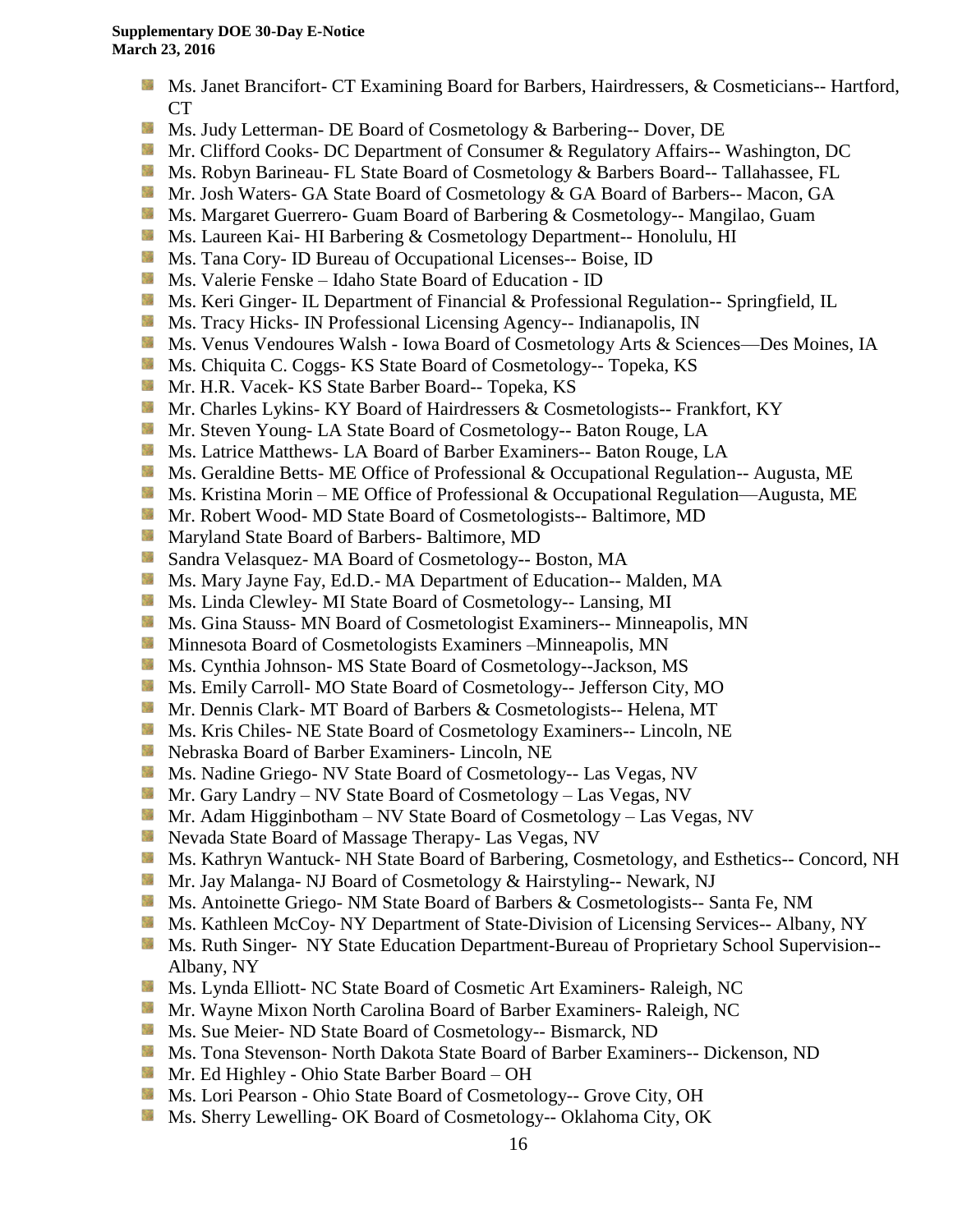- Ms. Janet Brancifort- CT Examining Board for Barbers, Hairdressers, & Cosmeticians-- Hartford, CT
- Ms. Judy Letterman- DE Board of Cosmetology & Barbering-- Dover, DE
- Mr. Clifford Cooks- DC Department of Consumer & Regulatory Affairs-- Washington, DC
- Ms. Robyn Barineau- FL State Board of Cosmetology & Barbers Board-- Tallahassee, FL
- Mr. Josh Waters- GA State Board of Cosmetology & GA Board of Barbers-- Macon, GA
- Ms. Margaret Guerrero- Guam Board of Barbering & Cosmetology-- Mangilao, Guam
- Ms. Laureen Kai- HI Barbering & Cosmetology Department-- Honolulu, HI
- Ms. Tana Cory- ID Bureau of Occupational Licenses-- Boise, ID
- Ms. Valerie Fenske – Idaho State Board of Education - ID
- Ms. Keri Ginger- IL Department of Financial & Professional Regulation-- Springfield, IL
- Ms. Tracy Hicks- IN Professional Licensing Agency-- Indianapolis, IN
- Ms. Venus Vendoures Walsh - Iowa Board of Cosmetology Arts & Sciences—Des Moines, IA
- Ms. Chiquita C. Coggs- KS State Board of Cosmetology-- Topeka, KS
- Mr. H.R. Vacek- KS State Barber Board-- Topeka, KS
- Mr. Charles Lykins- KY Board of Hairdressers & Cosmetologists-- Frankfort, KY
- Mr. Steven Young- LA State Board of Cosmetology-- Baton Rouge, LA
- Ms. Latrice Matthews- LA Board of Barber Examiners-- Baton Rouge, LA
- Ms. Geraldine Betts- ME Office of Professional & Occupational Regulation-- Augusta, ME
- Ms. Kristina Morin – ME Office of Professional & Occupational Regulation—Augusta, ME
- Mr. Robert Wood- MD State Board of Cosmetologists-- Baltimore, MD
- Maryland State Board of Barbers- Baltimore, MD
- Sandra Velasquez- MA Board of Cosmetology-- Boston, MA
- Ms. Mary Jayne Fay, Ed.D.- MA Department of Education-- Malden, MA
- Ms. Linda Clewley- MI State Board of Cosmetology-- Lansing, MI
- Ms. Gina Stauss- MN Board of Cosmetologist Examiners-- Minneapolis, MN
- Minnesota Board of Cosmetologists Examiners –Minneapolis, MN
- Ms. Cynthia Johnson- MS State Board of Cosmetology--Jackson, MS
- Ms. Emily Carroll- MO State Board of Cosmetology-- Jefferson City, MO
- Mr. Dennis Clark- MT Board of Barbers & Cosmetologists-- Helena, MT
- Ms. Kris Chiles- NE State Board of Cosmetology Examiners-- Lincoln, NE
- Nebraska Board of Barber Examiners- Lincoln, NE
- Ms. Nadine Griego- NV State Board of Cosmetology-- Las Vegas, NV
- Mr. Gary Landry – NV State Board of Cosmetology – Las Vegas, NV
- Mr. Adam Higginbotham – NV State Board of Cosmetology – Las Vegas, NV
- Nevada State Board of Massage Therapy- Las Vegas, NV
- Ms. Kathryn Wantuck- NH State Board of Barbering, Cosmetology, and Esthetics-- Concord, NH
- Mr. Jay Malanga- NJ Board of Cosmetology & Hairstyling-- Newark, NJ
- Ms. Antoinette Griego- NM State Board of Barbers & Cosmetologists-- Santa Fe, NM
- Ms. Kathleen McCoy- NY Department of State-Division of Licensing Services-- Albany, NY
- Ms. Ruth Singer- NY State Education Department-Bureau of Proprietary School Supervision-- Albany, NY
- Ms. Lynda Elliott- NC State Board of Cosmetic Art Examiners- Raleigh, NC
- Mr. Wayne Mixon North Carolina Board of Barber Examiners- Raleigh, NC
- Ms. Sue Meier- ND State Board of Cosmetology-- Bismarck, ND
- Ms. Tona Stevenson- North Dakota State Board of Barber Examiners-- Dickenson, ND
- Mr. Ed Highley - Ohio State Barber Board – OH
- Ms. Lori Pearson - Ohio State Board of Cosmetology-- Grove City, OH
- Ms. Sherry Lewelling- OK Board of Cosmetology-- Oklahoma City, OK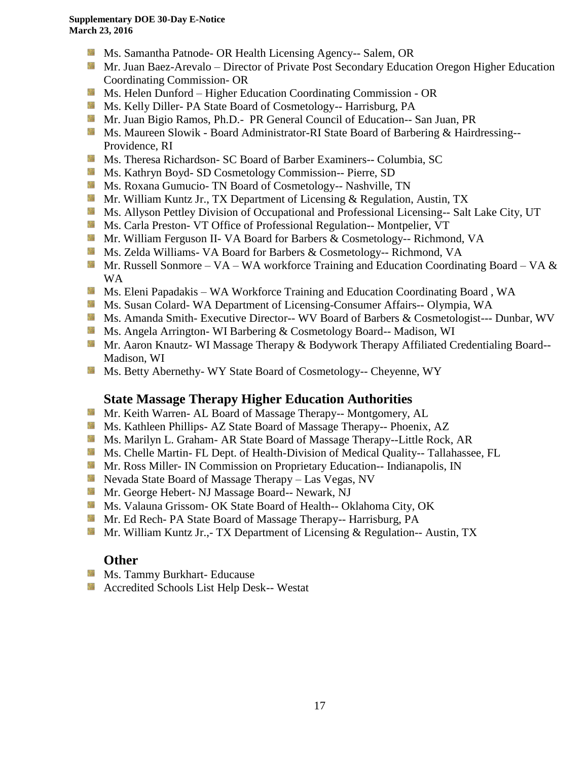- Ms. Samantha Patnode- OR Health Licensing Agency-- Salem, OR
- Mr. Juan Baez-Arevalo – Director of Private Post Secondary Education Oregon Higher Education Coordinating Commission- OR
- Ms. Helen Dunford – Higher Education Coordinating Commission - OR
- Ms. Kelly Diller- PA State Board of Cosmetology-- Harrisburg, PA
- Mr. Juan Bigio Ramos, Ph.D.- PR General Council of Education-- San Juan, PR
- Ms. Maureen Slowik - Board Administrator-RI State Board of Barbering & Hairdressing-- Providence, RI
- Ms. Theresa Richardson- SC Board of Barber Examiners-- Columbia, SC
- Ms. Kathryn Boyd- SD Cosmetology Commission-- Pierre, SD
- Ms. Roxana Gumucio- TN Board of Cosmetology-- Nashville, TN
- Mr. William Kuntz Jr., TX Department of Licensing & Regulation, Austin, TX
- Ms. Allyson Pettley Division of Occupational and Professional Licensing-- Salt Lake City, UT
- Ms. Carla Preston- VT Office of Professional Regulation-- Montpelier, VT
- Mr. William Ferguson II- VA Board for Barbers & Cosmetology-- Richmond, VA
- Ms. Zelda Williams- VA Board for Barbers & Cosmetology-- Richmond, VA
- Mr. Russell Sonmore – VA – WA workforce Training and Education Coordinating Board – VA & WA
- Ms. Eleni Papadakis – WA Workforce Training and Education Coordinating Board , WA
- Ms. Susan Colard- WA Department of Licensing-Consumer Affairs-- Olympia, WA
- Ms. Amanda Smith- Executive Director-- WV Board of Barbers & Cosmetologist--- Dunbar, WV
- Ms. Angela Arrington- WI Barbering & Cosmetology Board-- Madison, WI
- Mr. Aaron Knautz- WI Massage Therapy & Bodywork Therapy Affiliated Credentialing Board-- Madison, WI
- Ms. Betty Abernethy- WY State Board of Cosmetology-- Cheyenne, WY

## State Massage Therapy Higher Education Authorities

- Mr. Keith Warren- AL Board of Massage Therapy-- Montgomery, AL
- Ms. Kathleen Phillips- AZ State Board of Massage Therapy-- Phoenix, AZ
- Ms. Marilyn L. Graham- AR State Board of Massage Therapy--Little Rock, AR
- Ms. Chelle Martin- FL Dept. of Health-Division of Medical Quality-- Tallahassee, FL
- Mr. Ross Miller- IN Commission on Proprietary Education-- Indianapolis, IN
- Nevada State Board of Massage Therapy – Las Vegas, NV
- Mr. George Hebert- NJ Massage Board-- Newark, NJ
- Ms. Valauna Grissom- OK State Board of Health-- Oklahoma City, OK
- Mr. Ed Rech- PA State Board of Massage Therapy-- Harrisburg, PA
- Mr. William Kuntz Jr.,- TX Department of Licensing & Regulation-- Austin, TX

## Other

- Ms. Tammy Burkhart- Educause
- Accredited Schools List Help Desk-- Westat